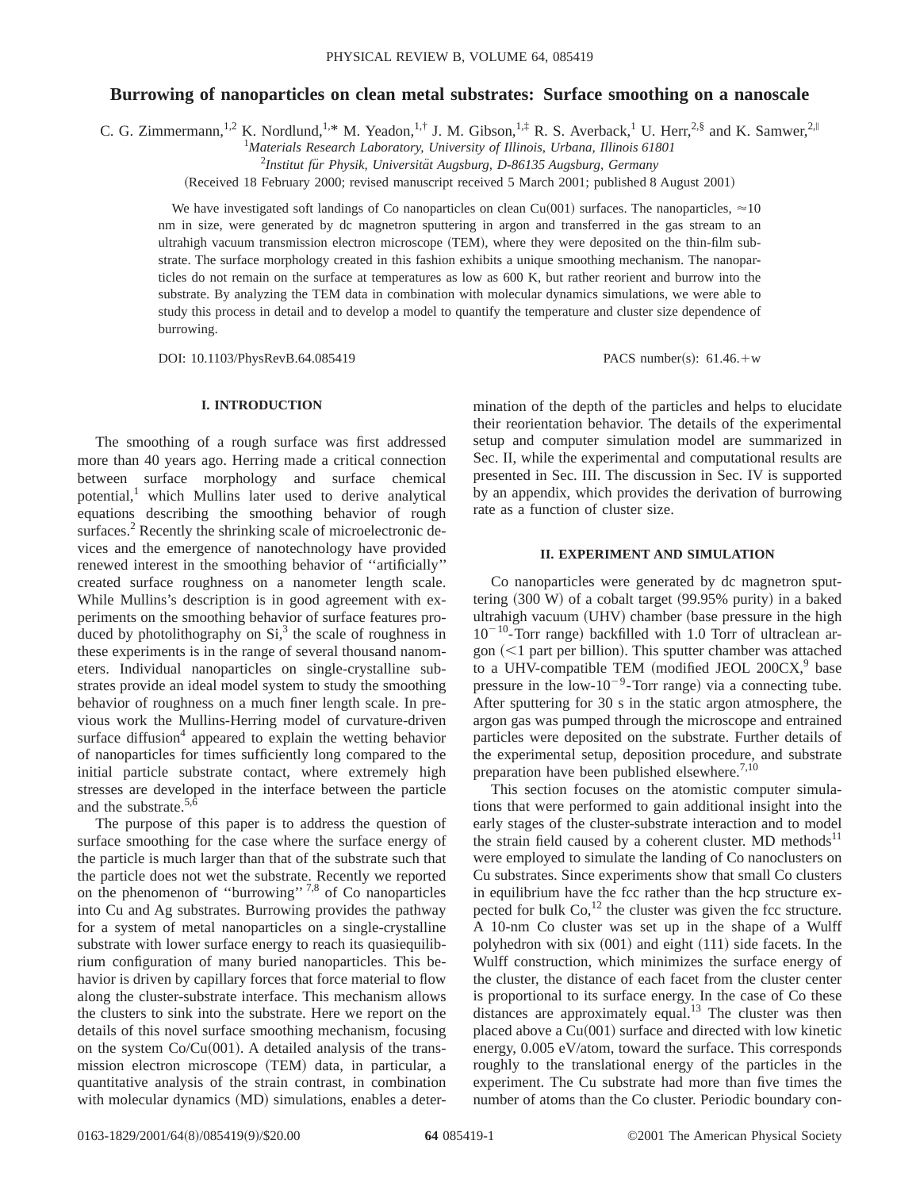# Burrowing of nanoparticles on clean metal substrates: Surface smoothing on a nanoscale

C. G. Zimmermann,[1,2] K. Nordlund,[1,*] M. Yeadon,[1,†] J. M. Gibson,[1,‡] R. S. Averback,[1] U. Herr,[2,§] and K. Samwer,[2,||]

[1]*Materials Research Laboratory, University of Illinois, Urbana, Illinois 61801*

[2]*Institut für Physik, Universität Augsburg, D-86135 Augsburg, Germany*

(Received 18 February 2000; revised manuscript received 5 March 2001; published 8 August 2001)

We have investigated soft landings of Co nanoparticles on clean Cu(001) surfaces. The nanoparticles, ≈10 nm in size, were generated by dc magnetron sputtering in argon and transferred in the gas stream to an ultrahigh vacuum transmission electron microscope (TEM), where they were deposited on the thin-film substrate. The surface morphology created in this fashion exhibits a unique smoothing mechanism. The nanoparticles do not remain on the surface at temperatures as low as 600 K, but rather reorient and burrow into the substrate. By analyzing the TEM data in combination with molecular dynamics simulations, we were able to study this process in detail and to develop a model to quantify the temperature and cluster size dependence of burrowing.

DOI: 10.1103/PhysRevB.64.085419 PACS number(s): 61.46.+w

## I. INTRODUCTION

The smoothing of a rough surface was first addressed more than 40 years ago. Herring made a critical connection between surface morphology and surface chemical potential,[1] which Mullins later used to derive analytical equations describing the smoothing behavior of rough surfaces.[2] Recently the shrinking scale of microelectronic devices and the emergence of nanotechnology have provided renewed interest in the smoothing behavior of "artificially" created surface roughness on a nanometer length scale. While Mullins's description is in good agreement with experiments on the smoothing behavior of surface features produced by photolithography on Si,[3] the scale of roughness in these experiments is in the range of several thousand nanometers. Individual nanoparticles on single-crystalline substrates provide an ideal model system to study the smoothing behavior of roughness on a much finer length scale. In previous work the Mullins-Herring model of curvature-driven surface diffusion[4] appeared to explain the wetting behavior of nanoparticles for times sufficiently long compared to the initial particle substrate contact, where extremely high stresses are developed in the interface between the particle and the substrate.[5,6]

The purpose of this paper is to address the question of surface smoothing for the case where the surface energy of the particle is much larger than that of the substrate such that the particle does not wet the substrate. Recently we reported on the phenomenon of "burrowing"[7,8] of Co nanoparticles into Cu and Ag substrates. Burrowing provides the pathway for a system of metal nanoparticles on a single-crystalline substrate with lower surface energy to reach its quasiequilibrium configuration of many buried nanoparticles. This behavior is driven by capillary forces that force material to flow along the cluster-substrate interface. This mechanism allows the clusters to sink into the substrate. Here we report on the details of this novel surface smoothing mechanism, focusing on the system Co/Cu(001). A detailed analysis of the transmission electron microscope (TEM), in particular, a quantitative analysis of the strain contrast, in combination with molecular dynamics (MD) simulations, enables a determination of the depth of the particles and helps to elucidate their reorientation behavior. The details of the experimental setup and computer simulation model are summarized in Sec. II, while the experimental and computational results are presented in Sec. III. The discussion in Sec. IV is supported by an appendix, which provides the derivation of burrowing rate as a function of cluster size.

## II. EXPERIMENT AND SIMULATION

Co nanoparticles were generated by dc magnetron sputtering (300 W) of a cobalt target (99.95% purity) in a baked ultrahigh vacuum (UHV) chamber (base pressure in the high $10^{-10}$-Torr range) backfilled with 1.0 Torr of ultraclean argon (<1 part per billion). This sputter chamber was attached to a UHV-compatible TEM (modified JEOL 200CX,[9] base pressure in the low-$10^{-9}$-Torr range) via a connecting tube. After sputtering for 30 s in the static argon atmosphere, the argon gas was pumped through the microscope and entrained particles were deposited on the substrate. Further details of the experimental setup, deposition procedure, and substrate preparation have been published elsewhere.[7,10]

This section focuses on the atomistic computer simulations that were performed to gain additional insight into the early stages of the cluster-substrate interaction and to model the strain field caused by a coherent cluster. MD methods[11] were employed to simulate the landing of Co nanoclusters on Cu substrates. Since experiments show that small Co clusters in equilibrium have the fcc rather than the hcp structure expected for bulk Co,[12] the cluster was given the fcc structure. A 10-nm Co cluster was set up in the shape of a Wulff polyhedron with six (001) and eight (111) side facets. In the Wulff construction, which minimizes the surface energy of the cluster, the distance of each facet from the cluster center is proportional to its surface energy. In the case of Co these distances are approximately equal.[13] The cluster was then placed above a Cu(001) surface and directed with low kinetic energy, 0.005 eV/atom, toward the surface. This corresponds roughly to the translational energy of the particles in the experiment. The Cu substrate had more than five times the number of atoms than the Co cluster. Periodic boundary con-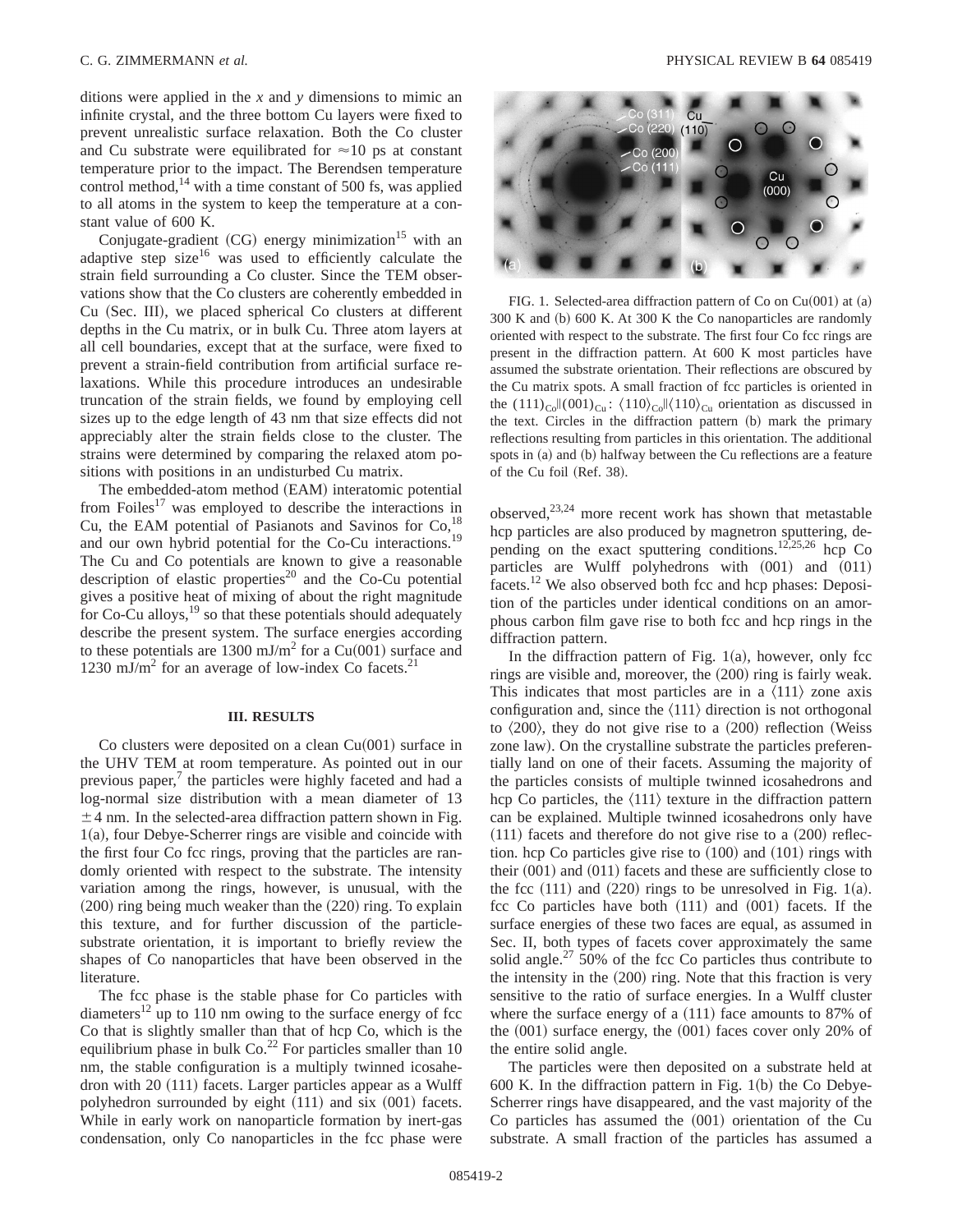ditions were applied in the $x$ and $y$ dimensions to mimic an infinite crystal, and the three bottom Cu layers were fixed to prevent unrealistic surface relaxation. Both the Co cluster and Cu substrate were equilibrated for $\approx$10 ps at constant temperature prior to the impact. The Berendsen temperature control method,[14] with a time constant of 500 fs, was applied to all atoms in the system to keep the temperature at a constant value of 600 K.

Conjugate-gradient (CG) energy minimization[15] with an adaptive step size[16] was used to efficiently calculate the strain field surrounding a Co cluster. Since the TEM observations show that the Co clusters are coherently embedded in Cu (Sec. III), we placed spherical Co clusters at different depths in the Cu matrix, or in bulk Cu. Three atom layers at all cell boundaries, except that at the surface, were fixed to prevent a strain-field contribution from artificial surface relaxations. While this procedure introduces an undesirable truncation of the strain fields, we found by employing cell sizes up to the edge length of 43 nm that size effects did not appreciably alter the strain fields close to the cluster. The strains were determined by comparing the relaxed atom positions with positions in an undisturbed Cu matrix.

The embedded-atom method (EAM) interatomic potential from Foiles[17] was employed to describe the interactions in Cu, the EAM potential of Pasianots and Savinos for Co,[18] and our own hybrid potential for the Co-Cu interactions.[19] The Cu and Co potentials are known to give a reasonable description of elastic properties[20] and the Co-Cu potential gives a positive heat of mixing of about the right magnitude for Co-Cu alloys,[19] so that these potentials should adequately describe the present system. The surface energies according to these potentials are 1300 mJ/m$^2$ for a Cu(001) surface and 1230 mJ/m$^2$ for an average of low-index Co facets.[21]

## III. RESULTS

Co clusters were deposited on a clean Cu(001) surface in the UHV TEM at room temperature. As pointed out in our previous paper,[7] the particles were highly faceted and had a log-normal size distribution with a mean diameter of 13 $\pm$4 nm. In the selected-area diffraction pattern shown in Fig. 1(a), four Debye-Scherrer rings are visible and coincide with the first four Co fcc rings, proving that the particles are randomly oriented with respect to the substrate. The intensity variation among the rings, however, is unusual, with the (200) ring being much weaker than the (220) ring. To explain this texture, and for further discussion of the particle-substrate orientation, it is important to briefly review the shapes of Co nanoparticles that have been observed in the literature.

FIG. 1. Selected-area diffraction pattern of Co on Cu(001) at (a) 300 K and (b) 600 K. At 300 K the Co nanoparticles are randomly oriented with respect to the substrate. The first four Co fcc rings are present in the diffraction pattern. At 600 K most particles have assumed the substrate orientation. Their reflections are obscured by the Cu matrix spots. A small fraction of fcc particles is oriented in the $(111)_{Co}\|(001)_{Cu}$: $\langle 110\rangle_{Co}\|\langle 110\rangle_{Cu}$ orientation as discussed in the text. Circles in the diffraction pattern (b) mark the primary reflections resulting from particles in this orientation. The additional spots in (a) and (b) halfway between the Cu reflections are a feature of the Cu foil (Ref. 38).

The fcc phase is the stable phase for Co particles with diameters[12] up to 110 nm owing to the surface energy of fcc Co that is slightly smaller than that of hcp Co, which is the equilibrium phase in bulk Co.[22] For particles smaller than 10 nm, the stable configuration is a multiply twinned icosahedron with 20 (111) facets. Larger particles appear as a Wulff polyhedron surrounded by eight (111) and six (001) facets. While in early work on nanoparticle formation by inert-gas condensation, only Co nanoparticles in the fcc phase were observed,[23,24] more recent work has shown that metastable hcp particles are also produced by magnetron sputtering, depending on the exact sputtering conditions.[12,25,26] hcp Co particles are Wulff polyhedrons with (001) and (011) facets.[12] We also observed both fcc and hcp phases: Deposition of the particles under identical conditions on an amorphous carbon film gave rise to both fcc and hcp rings in the diffraction pattern.

In the diffraction pattern of Fig. 1(a), however, only fcc rings are visible and, moreover, the (200) ring is fairly weak. This indicates that most particles are in a $\langle 111\rangle$ zone axis configuration and, since the $\langle 111\rangle$ direction is not orthogonal to $\langle 200\rangle$, they do not give rise to a (200) reflection (Weiss zone law). On the crystalline substrate the particles preferentially land on one of their facets. Assuming the majority of the particles consists of multiple twinned icosahedrons and hcp Co particles, the $\langle 111\rangle$ texture in the diffraction pattern can be explained. Multiple twinned icosahedrons only have (111) facets and therefore do not give rise to a (200) reflection. hcp Co particles give rise to (100) and (101) rings with their (001) and (011) facets and these are sufficiently close to the fcc (111) and (220) rings to be unresolved in Fig. 1(a). fcc Co particles have both (111) and (001) facets. If the surface energies of these two faces are equal, as assumed in Sec. II, both types of facets cover approximately the same solid angle.[27] 50% of the fcc Co particles thus contribute to the intensity in the (200) ring. Note that this fraction is very sensitive to the ratio of surface energies. In a Wulff cluster where the surface energy of a (111) face amounts to 87% of the (001) surface energy, the (001) faces cover only 20% of the entire solid angle.

The particles were then deposited on a substrate held at 600 K. In the diffraction pattern in Fig. 1(b) the Co Debye-Scherrer rings have disappeared, and the vast majority of the Co particles has assumed the (001) orientation of the Cu substrate. A small fraction of the particles has assumed a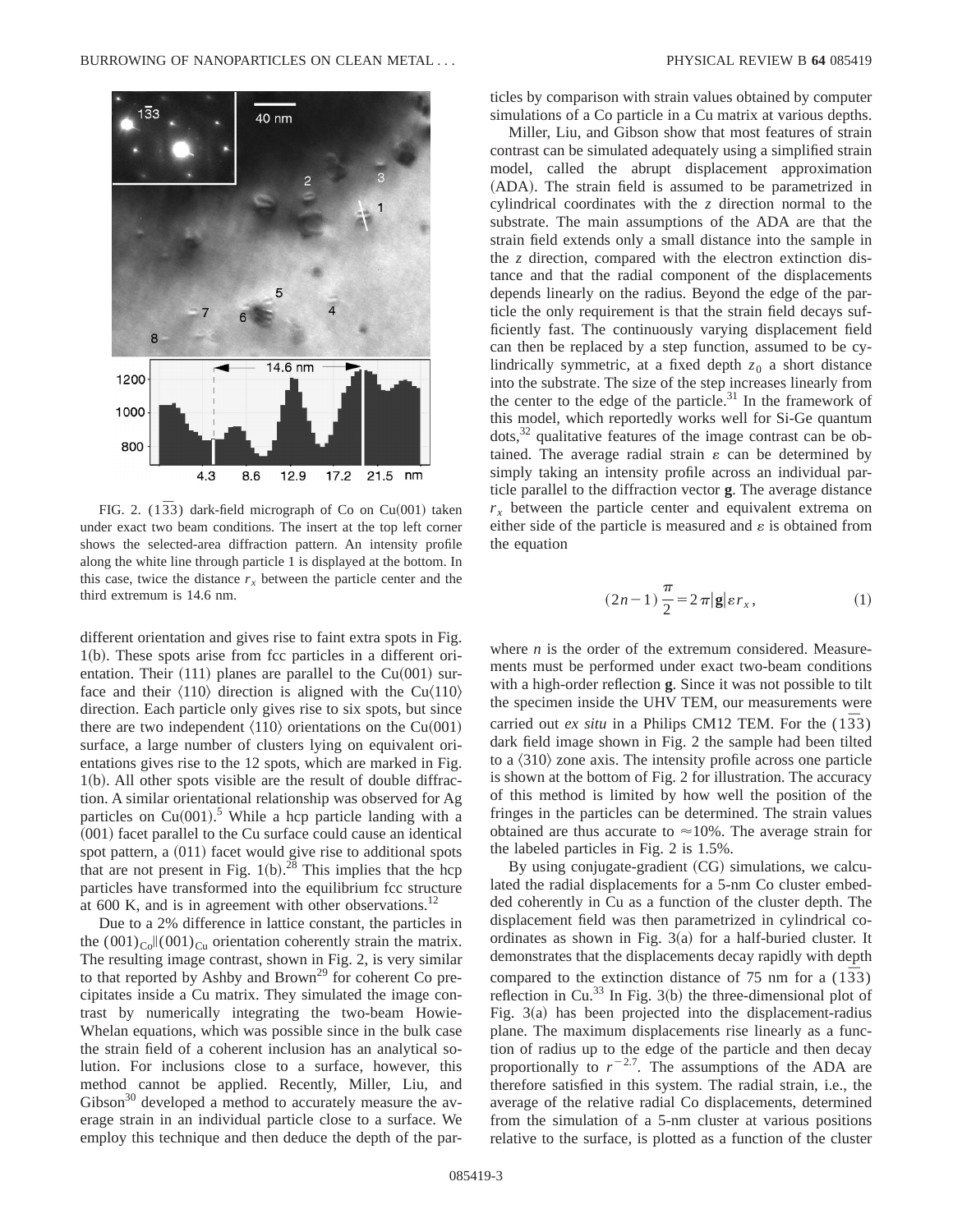FIG. 2. $(1\bar{3}\bar{3})$ dark-field micrograph of Co on Cu(001) taken under exact two beam conditions. The insert at the top left corner shows the selected-area diffraction pattern. An intensity profile along the white line through particle 1 is displayed at the bottom. In this case, twice the distance $r_x$ between the particle center and the third extremum is 14.6 nm.

different orientation and gives rise to faint extra spots in Fig. 1(b). These spots arise from fcc particles in a different orientation. Their (111) planes are parallel to the Cu(001) surface and their ⟨110⟩ direction is aligned with the Cu⟨110⟩ direction. Each particle only gives rise to six spots, but since there are two independent ⟨110⟩ orientations on the Cu(001) surface, a large number of clusters lying on equivalent orientations gives rise to the 12 spots, which are marked in Fig. 1(b). All other spots visible are the result of double diffraction. A similar orientational relationship was observed for Ag particles on Cu(001).[5] While a hcp particle landing with a (001) facet parallel to the Cu surface could cause an identical spot pattern, a (011) facet would give rise to additional spots that are not present in Fig. 1(b).[28] This implies that the hcp particles have transformed into the equilibrium fcc structure at 600 K, and is in agreement with other observations.[12]

Due to a 2% difference in lattice constant, the particles in the $(001)_{Co} \| (001)_{Cu}$ orientation coherently strain the matrix. The resulting image contrast, shown in Fig. 2, is very similar to that reported by Ashby and Brown[29] for coherent Co precipitates inside a Cu matrix. They simulated the image contrast by numerically integrating the two-beam Howie-Whelan equations, which was possible since in the bulk case the strain field of a coherent inclusion has an analytical solution. For inclusions close to a surface, however, this method cannot be applied. Recently, Miller, Liu, and Gibson[30] developed a method to accurately measure the average strain in an individual particle close to a surface. We employ this technique and then deduce the depth of the particles by comparison with strain values obtained by computer simulations of a Co particle in a Cu matrix at various depths.

Miller, Liu, and Gibson show that most features of strain contrast can be simulated adequately using a simplified strain model, called the abrupt displacement approximation (ADA). The strain field is assumed to be parametrized in cylindrical coordinates with the *z* direction normal to the substrate. The main assumptions of the ADA are that the strain field extends only a small distance into the sample in the *z* direction, compared with the electron extinction distance and that the radial component of the displacements depends linearly on the radius. Beyond the edge of the particle the only requirement is that the strain field decays sufficiently fast. The continuously varying displacement field can then be replaced by a step function, assumed to be cylindrically symmetric, at a fixed depth $z_0$ a short distance into the substrate. The size of the step increases linearly from the center to the edge of the particle.[31] In the framework of this model, which reportedly works well for Si-Ge quantum dots,[32] qualitative features of the image contrast can be obtained. The average radial strain $\varepsilon$ can be determined by simply taking an intensity profile across an individual particle parallel to the diffraction vector **g**. The average distance $r_x$ between the particle center and equivalent extrema on either side of the particle is measured and $\varepsilon$ is obtained from the equation

$$(2n-1)\frac{\pi}{2} = 2\pi|\mathbf{g}|\varepsilon r_x, \tag{1}$$

where *n* is the order of the extremum considered. Measurements must be performed under exact two-beam conditions with a high-order reflection **g**. Since it was not possible to tilt the specimen inside the UHV TEM, our measurements were carried out *ex situ* in a Philips CM12 TEM. For the $(1\bar{3}\bar{3})$ dark field image shown in Fig. 2 the sample had been tilted to a ⟨310⟩ zone axis. The intensity profile across one particle is shown at the bottom of Fig. 2 for illustration. The accuracy of this method is limited by how well the position of the fringes in the particles can be determined. The strain values obtained are thus accurate to ≈10%. The average strain for the labeled particles in Fig. 2 is 1.5%.

By using conjugate-gradient (CG) simulations, we calculated the radial displacements for a 5-nm Co cluster embedded coherently in Cu as a function of the cluster depth. The displacement field was then parametrized in cylindrical coordinates as shown in Fig. 3(a) for a half-buried cluster. It demonstrates that the displacements decay rapidly with depth compared to the extinction distance of 75 nm for a $(1\bar{3}\bar{3})$ reflection in Cu.[33] In Fig. 3(b) the three-dimensional plot of Fig. 3(a) has been projected into the displacement-radius plane. The maximum displacements rise linearly as a function of radius up to the edge of the particle and then decay proportionally to $r^{-2.7}$. The assumptions of the ADA are therefore satisfied in this system. The radial strain, i.e., the average of the relative radial Co displacements, determined from the simulation of a 5-nm cluster at various positions relative to the surface, is plotted as a function of the cluster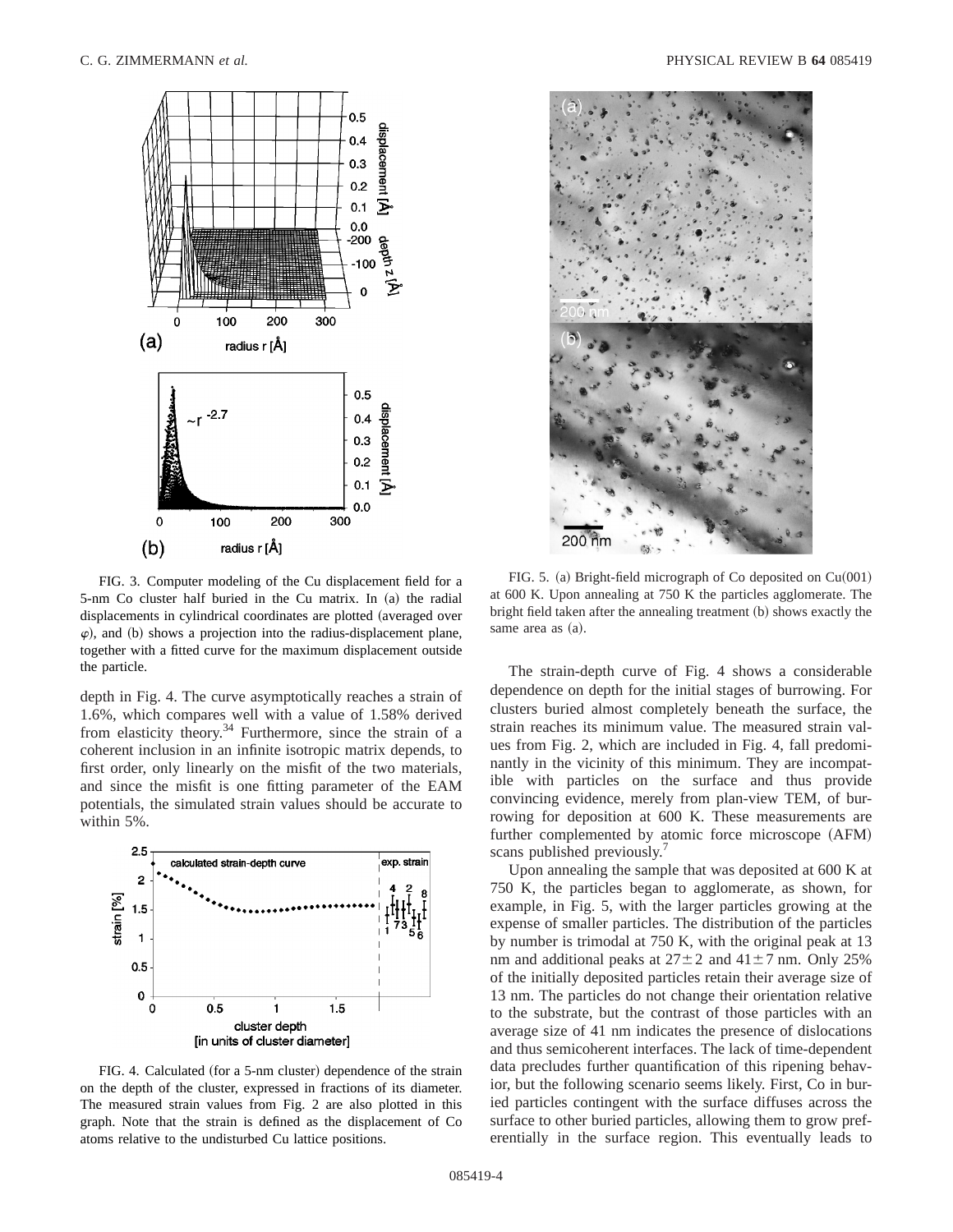FIG. 3. Computer modeling of the Cu displacement field for a 5-nm Co cluster half buried in the Cu matrix. In (a) the radial displacements in cylindrical coordinates are plotted (averaged over $\varphi$), and (b) shows a projection into the radius-displacement plane, together with a fitted curve for the maximum displacement outside the particle.

depth in Fig. 4. The curve asymptotically reaches a strain of 1.6%, which compares well with a value of 1.58% derived from elasticity theory.[34] Furthermore, since the strain of a coherent inclusion in an infinite isotropic matrix depends, to first order, only linearly on the misfit of the two materials, and since the misfit is one fitting parameter of the EAM potentials, the simulated strain values should be accurate to within 5%.

FIG. 4. Calculated (for a 5-nm cluster) dependence of the strain on the depth of the cluster, expressed in fractions of its diameter. The measured strain values from Fig. 2 are also plotted in this graph. Note that the strain is defined as the displacement of Co atoms relative to the undisturbed Cu lattice positions.

FIG. 5. (a) Bright-field micrograph of Co deposited on Cu(001) at 600 K. Upon annealing at 750 K the particles agglomerate. The bright field taken after the annealing treatment (b) shows exactly the same area as (a).

The strain-depth curve of Fig. 4 shows a considerable dependence on depth for the initial stages of burrowing. For clusters buried almost completely beneath the surface, the strain reaches its minimum value. The measured strain values from Fig. 2, which are included in Fig. 4, fall predominantly in the vicinity of this minimum. They are incompatible with particles on the surface and thus provide convincing evidence, merely from plan-view TEM, of burrowing for deposition at 600 K. These measurements are further complemented by atomic force microscope (AFM) scans published previously.[7]

Upon annealing the sample that was deposited at 600 K at 750 K, the particles began to agglomerate, as shown, for example, in Fig. 5, with the larger particles growing at the expense of smaller particles. The distribution of the particles by number is trimodal at 750 K, with the original peak at 13 nm and additional peaks at $27 \pm 2$ and $41 \pm 7$ nm. Only 25% of the initially deposited particles retain their average size of 13 nm. The particles do not change their orientation relative to the substrate, but the contrast of those particles with an average size of 41 nm indicates the presence of dislocations and thus semicoherent interfaces. The lack of time-dependent data precludes further quantification of this ripening behavior, but the following scenario seems likely. First, Co in buried particles contingent with the surface diffuses across the surface to other buried particles, allowing them to grow preferentially in the surface region. This eventually leads to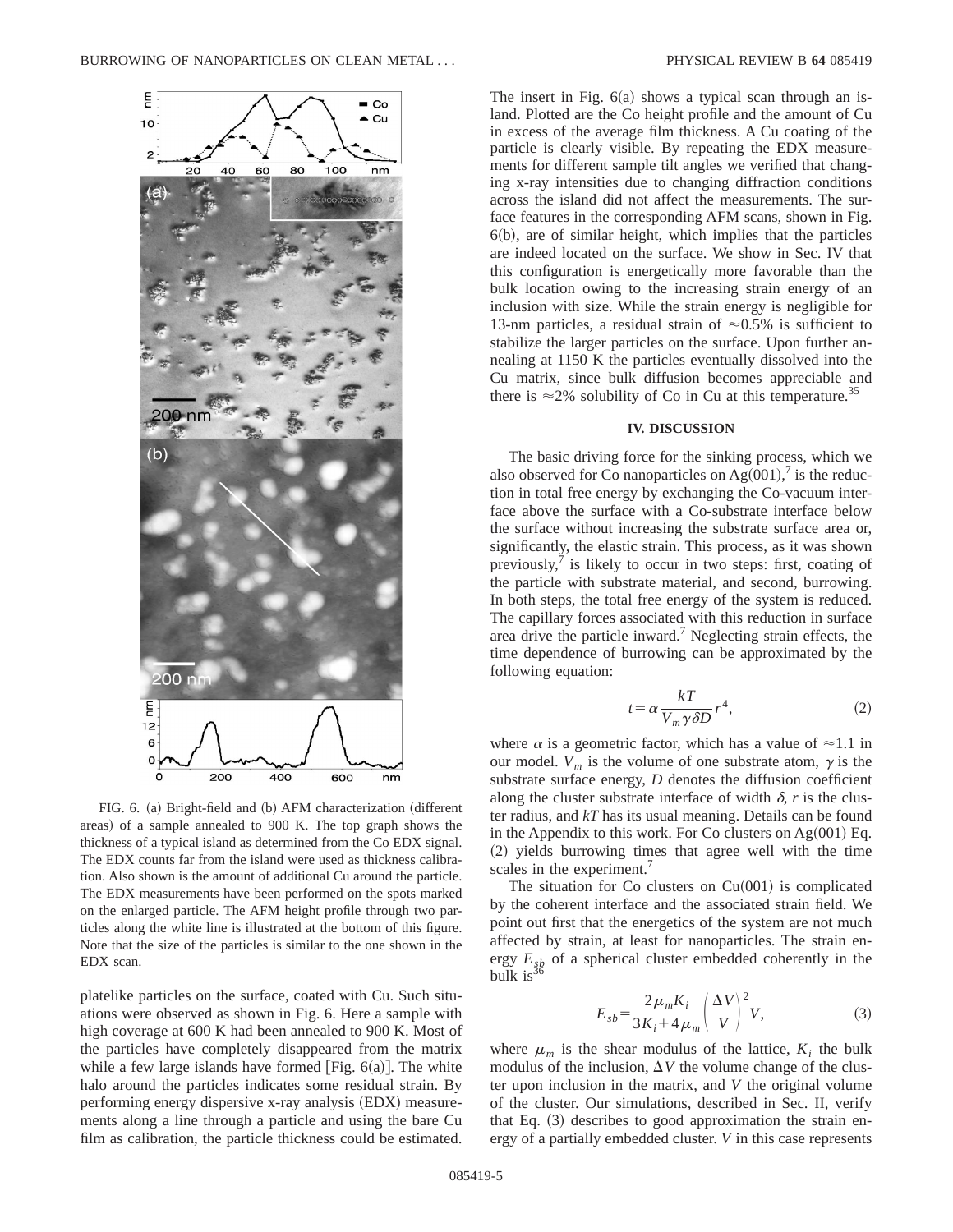FIG. 6. (a) Bright-field and (b) AFM characterization (different areas) of a sample annealed to 900 K. The top graph shows the thickness of a typical island as determined from the Co EDX signal. The EDX counts far from the island were used as thickness calibration. Also shown is the amount of additional Cu around the particle. The EDX measurements have been performed on the spots marked on the enlarged particle. The AFM height profile through two particles along the white line is illustrated at the bottom of this figure. Note that the size of the particles is similar to the one shown in the EDX scan.

platelike particles on the surface, coated with Cu. Such situations were observed as shown in Fig. 6. Here a sample with high coverage at 600 K had been annealed to 900 K. Most of the particles have completely disappeared from the matrix while a few large islands have formed [Fig. 6(a)]. The white halo around the particles indicates some residual strain. By performing energy dispersive x-ray analysis (EDX) measurements along a line through a particle and using the bare Cu film as calibration, the particle thickness could be estimated. The insert in Fig. 6(a) shows a typical scan through an island. Plotted are the Co height profile and the amount of Cu in excess of the average film thickness. A Cu coating of the particle is clearly visible. By repeating the EDX measurements for different sample tilt angles we verified that changing x-ray intensities due to changing diffraction conditions across the island did not affect the measurements. The surface features in the corresponding AFM scans, shown in Fig. 6(b), are of similar height, which implies that the particles are indeed located on the surface. We show in Sec. IV that this configuration is energetically more favorable than the bulk location owing to the increasing strain energy of an inclusion with size. While the strain energy is negligible for 13-nm particles, a residual strain of $\approx 0.5\%$ is sufficient to stabilize the larger particles on the surface. Upon further annealing at 1150 K the particles eventually dissolved into the Cu matrix, since bulk diffusion becomes appreciable and there is $\approx 2\%$ solubility of Co in Cu at this temperature.[35]

## IV. DISCUSSION

The basic driving force for the sinking process, which we also observed for Co nanoparticles on Ag(001),[7] is the reduction in total free energy by exchanging the Co-vacuum interface above the surface with a Co-substrate interface below the surface without increasing the substrate surface area or, significantly, the elastic strain. This process, as it was shown previously,[7] is likely to occur in two steps: first, coating of the particle with substrate material, and second, burrowing. In both steps, the total free energy of the system is reduced. The capillary forces associated with this reduction in surface area drive the particle inward.[7] Neglecting strain effects, the time dependence of burrowing can be approximated by the following equation:

$$t = \alpha \frac{kT}{V_m \gamma \delta D} r^4, \tag{2}$$

where $\alpha$ is a geometric factor, which has a value of $\approx 1.1$ in our model. $V_m$ is the volume of one substrate atom, $\gamma$ is the substrate surface energy, $D$ denotes the diffusion coefficient along the cluster substrate interface of width $\delta$, $r$ is the cluster radius, and $kT$ has its usual meaning. Details can be found in the Appendix to this work. For Co clusters on Ag(001) Eq. (2) yields burrowing times that agree well with the time scales in the experiment.[7]

The situation for Co clusters on Cu(001) is complicated by the coherent interface and the associated strain field. We point out first that the energetics of the system are not much affected by strain, at least for nanoparticles. The strain energy $E_{sb}$ of a spherical cluster embedded coherently in the bulk is[36]

$$E_{sb} = \frac{2\mu_m K_i}{3K_i + 4\mu_m} \left( \frac{\Delta V}{V} \right)^2 V, \tag{3}$$

where $\mu_m$ is the shear modulus of the lattice, $K_i$ the bulk modulus of the inclusion, $\Delta V$ the volume change of the cluster upon inclusion in the matrix, and $V$ the original volume of the cluster. Our simulations, described in Sec. II, verify that Eq. (3) describes to good approximation the strain energy of a partially embedded cluster. $V$ in this case represents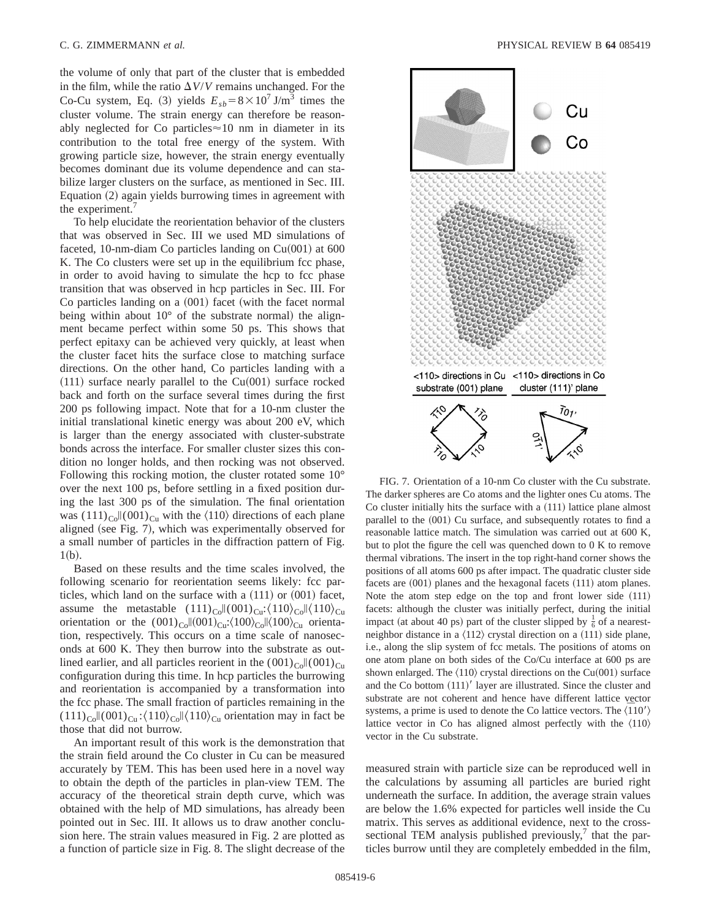the volume of only that part of the cluster that is embedded in the film, while the ratio $\Delta V/V$ remains unchanged. For the Co-Cu system, Eq. (3) yields $E_{sb}=8\times10^{7}$ J/m$^3$ times the cluster volume. The strain energy can therefore be reasonably neglected for Co particles≈10 nm in diameter in its contribution to the total free energy of the system. With growing particle size, however, the strain energy eventually becomes dominant due its volume dependence and can stabilize larger clusters on the surface, as mentioned in Sec. III. Equation (2) again yields burrowing times in agreement with the experiment.[7]

To help elucidate the reorientation behavior of the clusters that was observed in Sec. III we used MD simulations of faceted, 10-nm-diam Co particles landing on Cu(001) at 600 K. The Co clusters were set up in the equilibrium fcc phase, in order to avoid having to simulate the hcp to fcc phase transition that was observed in hcp particles in Sec. III. For Co particles landing on a (001) facet (with the facet normal being within about 10° of the substrate normal) the alignment became perfect within some 50 ps. This shows that perfect epitaxy can be achieved very quickly, at least when the cluster facet hits the surface close to matching surface directions. On the other hand, Co particles landing with a (111) surface nearly parallel to the Cu(001) surface rocked back and forth on the surface several times during the first 200 ps following impact. Note that for a 10-nm cluster the initial translational kinetic energy was about 200 eV, which is larger than the energy associated with cluster-substrate bonds across the interface. For smaller cluster sizes this condition no longer holds, and then rocking was not observed. Following this rocking motion, the cluster rotated some 10° over the next 100 ps, before settling in a fixed position during the last 300 ps of the simulation. The final orientation was $(111)_{\mathrm{Co}}\|(001)_{\mathrm{Cu}}$ with the $\langle 110\rangle$ directions of each plane aligned (see Fig. 7), which was experimentally observed for a small number of particles in the diffraction pattern of Fig. 1(b).

Based on these results and the time scales involved, the following scenario for reorientation seems likely: fcc particles, which land on the surface with a (111) or (001) facet, assume the metastable $(111)_{\mathrm{Co}}\|(001)_{\mathrm{Cu}}$:$\langle 110\rangle_{\mathrm{Co}}\|\langle 110\rangle_{\mathrm{Cu}}$ orientation or the $(001)_{\mathrm{Co}}\|(001)_{\mathrm{Cu}}$:$\langle 100\rangle_{\mathrm{Co}}\|\langle 100\rangle_{\mathrm{Cu}}$ orientation, respectively. This occurs on a time scale of nanoseconds at 600 K. They then burrow into the substrate as outlined earlier, and all particles reorient in the $(001)_{\mathrm{Co}}\|(001)_{\mathrm{Cu}}$ configuration during this time. In hcp particles the burrowing and reorientation is accompanied by a transformation into the fcc phase. The small fraction of particles remaining in the $(111)_{\mathrm{Co}}\|(001)_{\mathrm{Cu}}$:$\langle 110\rangle_{\mathrm{Co}}\|\langle 110\rangle_{\mathrm{Cu}}$ orientation may in fact be those that did not burrow.

An important result of this work is the demonstration that the strain field around the Co cluster in Cu can be measured accurately by TEM. This has been used here in a novel way to obtain the depth of the particles in plan-view TEM. The accuracy of the theoretical strain depth curve, which was obtained with the help of MD simulations, has already been pointed out in Sec. III. It allows us to draw another conclusion here. The strain values measured in Fig. 2 are plotted as a function of particle size in Fig. 8. The slight decrease of the measured strain with particle size can be reproduced well in the calculations by assuming all particles are buried right underneath the surface. In addition, the average strain values are below the 1.6% expected for particles well inside the Cu matrix. This serves as additional evidence, next to the cross-sectional TEM analysis published previously,[7] that the particles burrow until they are completely embedded in the film,

FIG. 7. Orientation of a 10-nm Co cluster with the Cu substrate. The darker spheres are Co atoms and the lighter ones Cu atoms. The Co cluster initially hits the surface with a (111) lattice plane almost parallel to the (001) Cu surface, and subsequently rotates to find a reasonable lattice match. The simulation was carried out at 600 K, but to plot the figure the cell was quenched down to 0 K to remove thermal vibrations. The insert in the top right-hand corner shows the positions of all atoms 600 ps after impact. The quadratic cluster side facets are (001) planes and the hexagonal facets (111) atom planes. Note the atom step edge on the top and front lower side (111) facets: although the cluster was initially perfect, during the initial impact (at about 40 ps) part of the cluster slipped by $\frac{1}{6}$ of a nearest-neighbor distance in a $\langle 112\rangle$ crystal direction on a (111) side plane, i.e., along the slip system of fcc metals. The positions of atoms on one atom plane on both sides of the Co/Cu interface at 600 ps are shown enlarged. The $\langle 110\rangle$ crystal directions on the Cu(001) surface and the Co bottom $(111)'$ layer are illustrated. Since the cluster and substrate are not coherent and hence have different lattice vector systems, a prime is used to denote the Co lattice vectors. The $\langle 110'\rangle$ lattice vector in Co has aligned almost perfectly with the $\langle 110\rangle$ vector in the Cu substrate.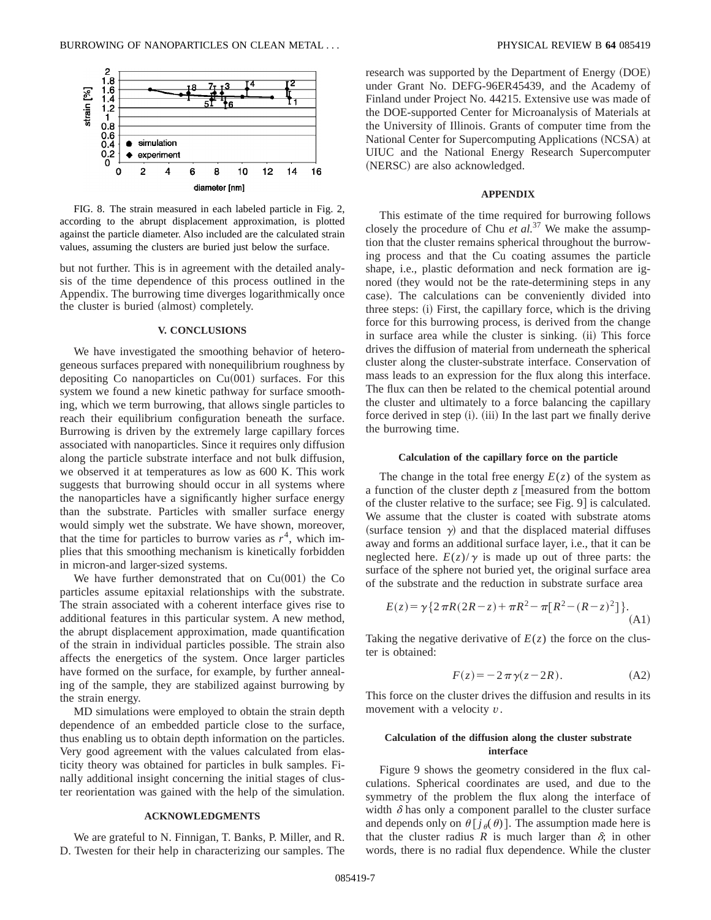2
1.8
1.6
1.4
1.2
1
0.8
0.6
0.4
0.2
0

strain [%]

0 2 4 6 8 10 12 14 16

diameter [nm]

● simulation
◆ experiment

8 7 3 4 2 5 6 1

FIG. 8. The strain measured in each labeled particle in Fig. 2, according to the abrupt displacement approximation, is plotted against the particle diameter. Also included are the calculated strain values, assuming the clusters are buried just below the surface.

but not further. This is in agreement with the detailed analysis of the time dependence of this process outlined in the Appendix. The burrowing time diverges logarithmically once the cluster is buried (almost) completely.

## V. CONCLUSIONS

We have investigated the smoothing behavior of heterogeneous surfaces prepared with nonequilibrium roughness by depositing Co nanoparticles on Cu(001) surfaces. For this system we found a new kinetic pathway for surface smoothing, which we term burrowing, that allows single particles to reach their equilibrium configuration beneath the surface. Burrowing is driven by the extremely large capillary forces associated with nanoparticles. Since it requires only diffusion along the particle substrate interface and not bulk diffusion, we observed it at temperatures as low as 600 K. This work suggests that burrowing should occur in all systems where the nanoparticles have a significantly higher surface energy than the substrate. Particles with smaller surface energy would simply wet the substrate. We have shown, moreover, that the time for particles to burrow varies as $r^4$, which implies that this smoothing mechanism is kinetically forbidden in micron-and larger-sized systems.

We have further demonstrated that on Cu(001) the Co particles assume epitaxial relationships with the substrate. The strain associated with a coherent interface gives rise to additional features in this particular system. A new method, the abrupt displacement approximation, made quantification of the strain in individual particles possible. The strain also affects the energetics of the system. Once larger particles have formed on the surface, for example, by further annealing of the sample, they are stabilized against burrowing by the strain energy.

MD simulations were employed to obtain the strain depth dependence of an embedded particle close to the surface, thus enabling us to obtain depth information on the particles. Very good agreement with the values calculated from elasticity theory was obtained for particles in bulk samples. Finally additional insight concerning the initial stages of cluster reorientation was gained with the help of the simulation.

## ACKNOWLEDGMENTS

We are grateful to N. Finnigan, T. Banks, P. Miller, and R. D. Twesten for their help in characterizing our samples. The research was supported by the Department of Energy (DOE) under Grant No. DEFG-96ER45439, and the Academy of Finland under Project No. 44215. Extensive use was made of the DOE-supported Center for Microanalysis of Materials at the University of Illinois. Grants of computer time from the National Center for Supercomputing Applications (NCSA) at UIUC and the National Energy Research Supercomputer (NERSC) are also acknowledged.

## APPENDIX

This estimate of the time required for burrowing follows closely the procedure of Chu *et al.*[37] We make the assumption that the cluster remains spherical throughout the burrowing process and that the Cu coating assumes the particle shape, i.e., plastic deformation and neck formation are ignored (they would not be the rate-determining steps in any case). The calculations can be conveniently divided into three steps: (i) First, the capillary force, which is the driving force for this burrowing process, is derived from the change in surface area while the cluster is sinking. (ii) This force drives the diffusion of material from underneath the spherical cluster along the cluster-substrate interface. Conservation of mass leads to an expression for the flux along this interface. The flux can then be related to the chemical potential around the cluster and ultimately to a force balancing the capillary force derived in step (i). (iii) In the last part we finally derive the burrowing time.

### Calculation of the capillary force on the particle

The change in the total free energy $E(z)$ of the system as a function of the cluster depth $z$ [measured from the bottom of the cluster relative to the surface; see Fig. 9] is calculated. We assume that the cluster is coated with substrate atoms (surface tension $\gamma$) and that the displaced material diffuses away and forms an additional surface layer, i.e., that it can be neglected here. $E(z)/\gamma$ is made up out of three parts: the surface of the sphere not buried yet, the original surface area of the substrate and the reduction in substrate surface area

$$E(z)=\gamma\{2\pi R(2R-z)+\pi R^2-\pi[R^2-(R-z)^2]\}. \tag{A1}$$

Taking the negative derivative of $E(z)$ the force on the cluster is obtained:

$$F(z)=-2\pi\gamma(z-2R). \tag{A2}$$

This force on the cluster drives the diffusion and results in its movement with a velocity $v$.

### Calculation of the diffusion along the cluster substrate interface

Figure 9 shows the geometry considered in the flux calculations. Spherical coordinates are used, and due to the symmetry of the problem the flux along the interface of width $\delta$ has only a component parallel to the cluster surface and depends only on $\theta\,[j_\theta(\theta)]$. The assumption made here is that the cluster radius $R$ is much larger than $\delta$; in other words, there is no radial flux dependence. While the cluster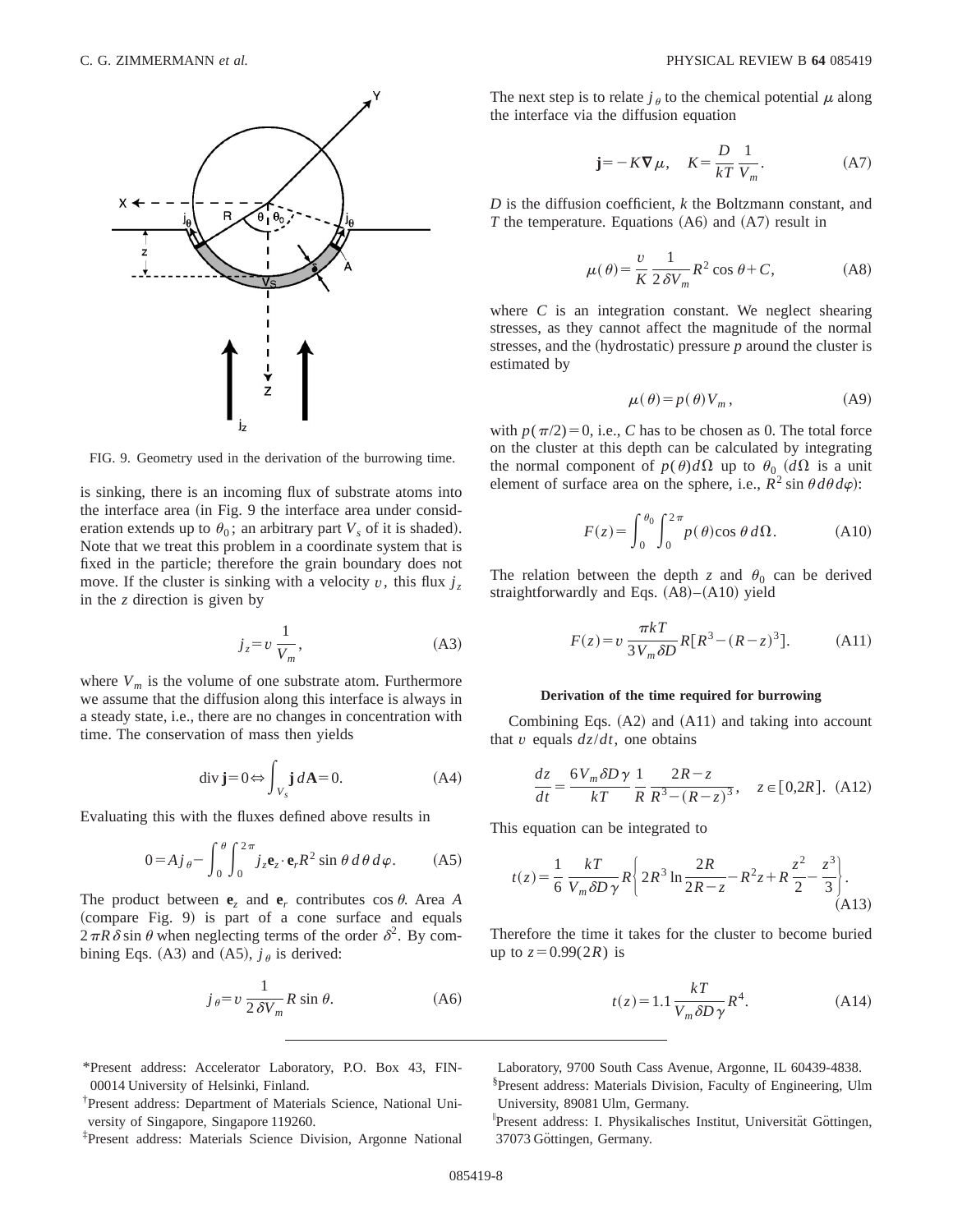FIG. 9. Geometry used in the derivation of the burrowing time.

is sinking, there is an incoming flux of substrate atoms into the interface area (in Fig. 9 the interface area under consideration extends up to $\theta_0$; an arbitrary part $V_s$ of it is shaded). Note that we treat this problem in a coordinate system that is fixed in the particle; therefore the grain boundary does not move. If the cluster is sinking with a velocity $v$, this flux $j_z$ in the $z$ direction is given by

$$j_z = v \frac{1}{V_m}, \tag{A3}$$

where $V_m$ is the volume of one substrate atom. Furthermore we assume that the diffusion along this interface is always in a steady state, i.e., there are no changes in concentration with time. The conservation of mass then yields

$$\operatorname{div} \mathbf{j} = 0 \Leftrightarrow \int_{V_s} \mathbf{j}\, d\mathbf{A} = 0. \tag{A4}$$

Evaluating this with the fluxes defined above results in

$$0 = A j_\theta - \int_0^\theta \int_0^{2\pi} j_z \mathbf{e}_z \cdot \mathbf{e}_r R^2 \sin\theta \, d\theta \, d\varphi. \tag{A5}$$

The product between $\mathbf{e}_z$ and $\mathbf{e}_r$ contributes $\cos\theta$. Area $A$ (compare Fig. 9) is part of a cone surface and equals $2\pi R \delta \sin\theta$ when neglecting terms of the order $\delta^2$. By combining Eqs. (A3) and (A5), $j_\theta$ is derived:

$$j_\theta = v \frac{1}{2\delta V_m} R \sin\theta. \tag{A6}$$

The next step is to relate $j_\theta$ to the chemical potential $\mu$ along the interface via the diffusion equation

$$\mathbf{j} = -K \nabla \mu, \quad K = \frac{D}{kT} \frac{1}{V_m}. \tag{A7}$$

$D$ is the diffusion coefficient, $k$ the Boltzmann constant, and $T$ the temperature. Equations (A6) and (A7) result in

$$\mu(\theta) = \frac{v}{K} \frac{1}{2\delta V_m} R^2 \cos\theta + C, \tag{A8}$$

where $C$ is an integration constant. We neglect shearing stresses, as they cannot affect the magnitude of the normal stresses, and the (hydrostatic) pressure $p$ around the cluster is estimated by

$$\mu(\theta) = p(\theta) V_m, \tag{A9}$$

with $p(\pi/2) = 0$, i.e., $C$ has to be chosen as 0. The total force on the cluster at this depth can be calculated by integrating the normal component of $p(\theta) d\Omega$ up to $\theta_0$ ($d\Omega$ is a unit element of surface area on the sphere, i.e., $R^2 \sin\theta \, d\theta \, d\varphi$):

$$F(z) = \int_0^{\theta_0} \int_0^{2\pi} p(\theta) \cos\theta \, d\Omega. \tag{A10}$$

The relation between the depth $z$ and $\theta_0$ can be derived straightforwardly and Eqs. (A8)–(A10) yield

$$F(z) = v \frac{\pi k T}{3 V_m \delta D} R [R^3 - (R - z)^3]. \tag{A11}$$

### Derivation of the time required for burrowing

Combining Eqs. (A2) and (A11) and taking into account that $v$ equals $dz/dt$, one obtains

$$\frac{dz}{dt} = \frac{6 V_m \delta D \gamma}{kT} \frac{1}{R} \frac{2R - z}{R^3 - (R - z)^3}, \quad z \in [0, 2R]. \tag{A12}$$

This equation can be integrated to

$$t(z) = \frac{1}{6} \frac{kT}{V_m \delta D \gamma} R \left\{ 2R^3 \ln \frac{2R}{2R - z} - R^2 z + R \frac{z^2}{2} - \frac{z^3}{3} \right\}. \tag{A13}$$

Therefore the time it takes for the cluster to become buried up to $z = 0.99(2R)$ is

$$t(z) = 1.1 \frac{kT}{V_m \delta D \gamma} R^4. \tag{A14}$$

---

*Present address: Accelerator Laboratory, P.O. Box 43, FIN-00014 University of Helsinki, Finland.

†Present address: Department of Materials Science, National University of Singapore, Singapore 119260.

‡Present address: Materials Science Division, Argonne National Laboratory, 9700 South Cass Avenue, Argonne, IL 60439-4838.

§Present address: Materials Division, Faculty of Engineering, Ulm University, 89081 Ulm, Germany.

‖Present address: I. Physikalisches Institut, Universität Göttingen, 37073 Göttingen, Germany.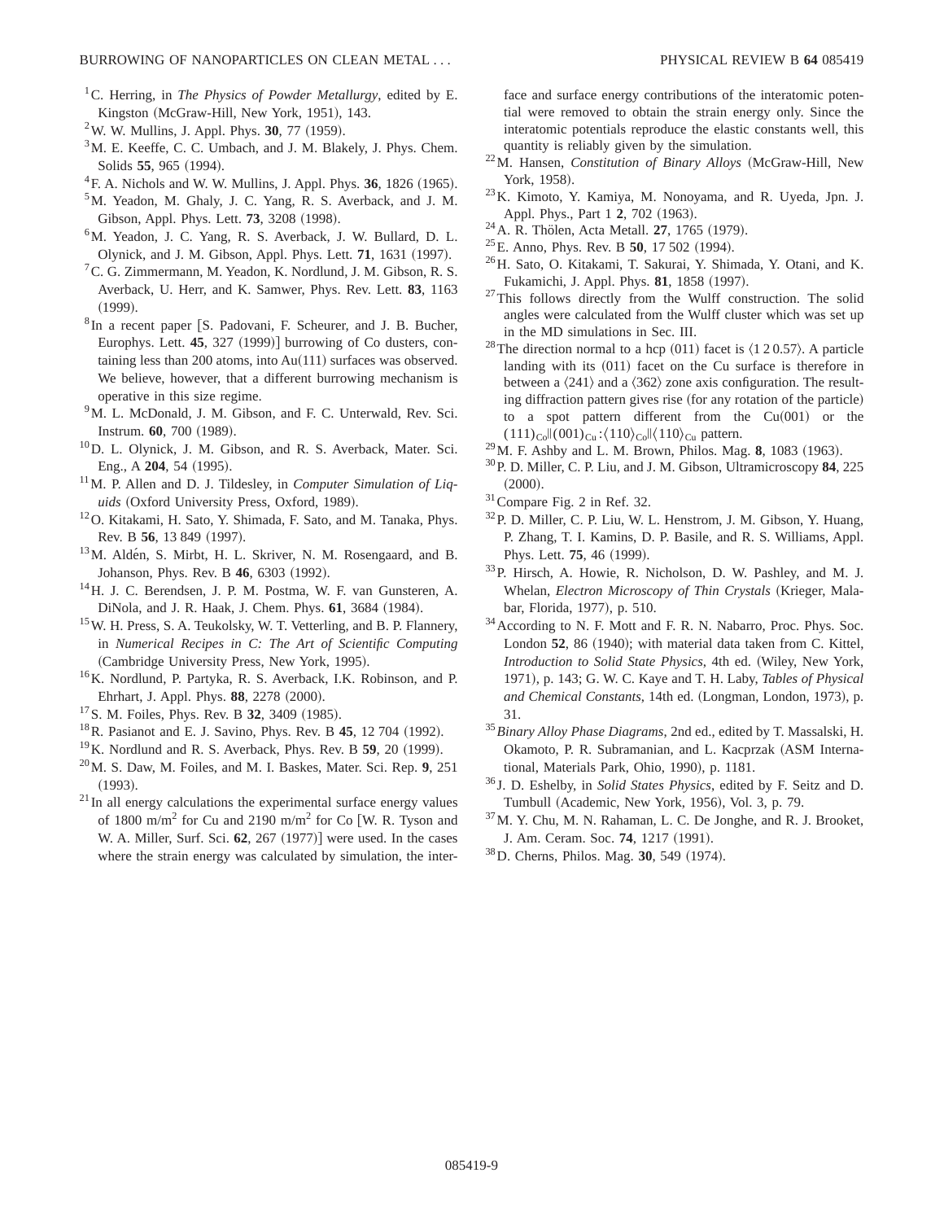[1] C. Herring, in *The Physics of Powder Metallurgy*, edited by E. Kingston (McGraw-Hill, New York, 1951), 143.

[2] W. W. Mullins, J. Appl. Phys. **30**, 77 (1959).

[3] M. E. Keeffe, C. C. Umbach, and J. M. Blakely, J. Phys. Chem. Solids **55**, 965 (1994).

[4] F. A. Nichols and W. W. Mullins, J. Appl. Phys. **36**, 1826 (1965).

[5] M. Yeadon, M. Ghaly, J. C. Yang, R. S. Averback, and J. M. Gibson, Appl. Phys. Lett. **73**, 3208 (1998).

[6] M. Yeadon, J. C. Yang, R. S. Averback, J. W. Bullard, D. L. Olynick, and J. M. Gibson, Appl. Phys. Lett. **71**, 1631 (1997).

[7] C. G. Zimmermann, M. Yeadon, K. Nordlund, J. M. Gibson, R. S. Averback, U. Herr, and K. Samwer, Phys. Rev. Lett. **83**, 1163 (1999).

[8] In a recent paper [S. Padovani, F. Scheurer, and J. B. Bucher, Europhys. Lett. **45**, 327 (1999)] burrowing of Co dusters, containing less than 200 atoms, into Au(111) surfaces was observed. We believe, however, that a different burrowing mechanism is operative in this size regime.

[9] M. L. McDonald, J. M. Gibson, and F. C. Unterwald, Rev. Sci. Instrum. **60**, 700 (1989).

[10] D. L. Olynick, J. M. Gibson, and R. S. Averback, Mater. Sci. Eng., A **204**, 54 (1995).

[11] M. P. Allen and D. J. Tildesley, in *Computer Simulation of Liquids* (Oxford University Press, Oxford, 1989).

[12] O. Kitakami, H. Sato, Y. Shimada, F. Sato, and M. Tanaka, Phys. Rev. B **56**, 13 849 (1997).

[13] M. Aldén, S. Mirbt, H. L. Skriver, N. M. Rosengaard, and B. Johanson, Phys. Rev. B **46**, 6303 (1992).

[14] H. J. C. Berendsen, J. P. M. Postma, W. F. van Gunsteren, A. DiNola, and J. R. Haak, J. Chem. Phys. **61**, 3684 (1984).

[15] W. H. Press, S. A. Teukolsky, W. T. Vetterling, and B. P. Flannery, in *Numerical Recipes in C: The Art of Scientific Computing* (Cambridge University Press, New York, 1995).

[16] K. Nordlund, P. Partyka, R. S. Averback, I.K. Robinson, and P. Ehrhart, J. Appl. Phys. **88**, 2278 (2000).

[17] S. M. Foiles, Phys. Rev. B **32**, 3409 (1985).

[18] R. Pasianot and E. J. Savino, Phys. Rev. B **45**, 12 704 (1992).

[19] K. Nordlund and R. S. Averback, Phys. Rev. B **59**, 20 (1999).

[20] M. S. Daw, M. Foiles, and M. I. Baskes, Mater. Sci. Rep. **9**, 251 (1993).

[21] In all energy calculations the experimental surface energy values of 1800 m/m$^2$ for Cu and 2190 m/m$^2$ for Co [W. R. Tyson and W. A. Miller, Surf. Sci. **62**, 267 (1977)] were used. In the cases where the strain energy was calculated by simulation, the interface and surface energy contributions of the interatomic potential were removed to obtain the strain energy only. Since the interatomic potentials reproduce the elastic constants well, this quantity is reliably given by the simulation.

[22] M. Hansen, *Constitution of Binary Alloys* (McGraw-Hill, New York, 1958).

[23] K. Kimoto, Y. Kamiya, M. Nonoyama, and R. Uyeda, Jpn. J. Appl. Phys., Part 1 **2**, 702 (1963).

[24] A. R. Thölen, Acta Metall. **27**, 1765 (1979).

[25] E. Anno, Phys. Rev. B **50**, 17 502 (1994).

[26] H. Sato, O. Kitakami, T. Sakurai, Y. Shimada, Y. Otani, and K. Fukamichi, J. Appl. Phys. **81**, 1858 (1997).

[27] This follows directly from the Wulff construction. The solid angles were calculated from the Wulff cluster which was set up in the MD simulations in Sec. III.

[28] The direction normal to a hcp (011) facet is $\langle 1\,2\,0.57\rangle$. A particle landing with its (011) facet on the Cu surface is therefore in between a $\langle 241\rangle$ and a $\langle 362\rangle$ zone axis configuration. The resulting diffraction pattern gives rise (for any rotation of the particle) to a spot pattern different from the Cu(001) or the $(111)_{Co}\|(001)_{Cu}:\langle 110\rangle_{Co}\|\langle 110\rangle_{Cu}$ pattern.

[29] M. F. Ashby and L. M. Brown, Philos. Mag. **8**, 1083 (1963).

[30] P. D. Miller, C. P. Liu, and J. M. Gibson, Ultramicroscopy **84**, 225 (2000).

[31] Compare Fig. 2 in Ref. 32.

[32] P. D. Miller, C. P. Liu, W. L. Henstrom, J. M. Gibson, Y. Huang, P. Zhang, T. I. Kamins, D. P. Basile, and R. S. Williams, Appl. Phys. Lett. **75**, 46 (1999).

[33] P. Hirsch, A. Howie, R. Nicholson, D. W. Pashley, and M. J. Whelan, *Electron Microscopy of Thin Crystals* (Krieger, Malabar, Florida, 1977), p. 510.

[34] According to N. F. Mott and F. R. N. Nabarro, Proc. Phys. Soc. London **52**, 86 (1940); with material data taken from C. Kittel, *Introduction to Solid State Physics*, 4th ed. (Wiley, New York, 1971), p. 143; G. W. C. Kaye and T. H. Laby, *Tables of Physical and Chemical Constants*, 14th ed. (Longman, London, 1973), p. 31.

[35] *Binary Alloy Phase Diagrams*, 2nd ed., edited by T. Massalski, H. Okamoto, P. R. Subramanian, and L. Kacprzak (ASM International, Materials Park, Ohio, 1990), p. 1181.

[36] J. D. Eshelby, in *Solid States Physics*, edited by F. Seitz and D. Tumbull (Academic, New York, 1956), Vol. 3, p. 79.

[37] M. Y. Chu, M. N. Rahaman, L. C. De Jonghe, and R. J. Brooket, J. Am. Ceram. Soc. **74**, 1217 (1991).

[38] D. Cherns, Philos. Mag. **30**, 549 (1974).